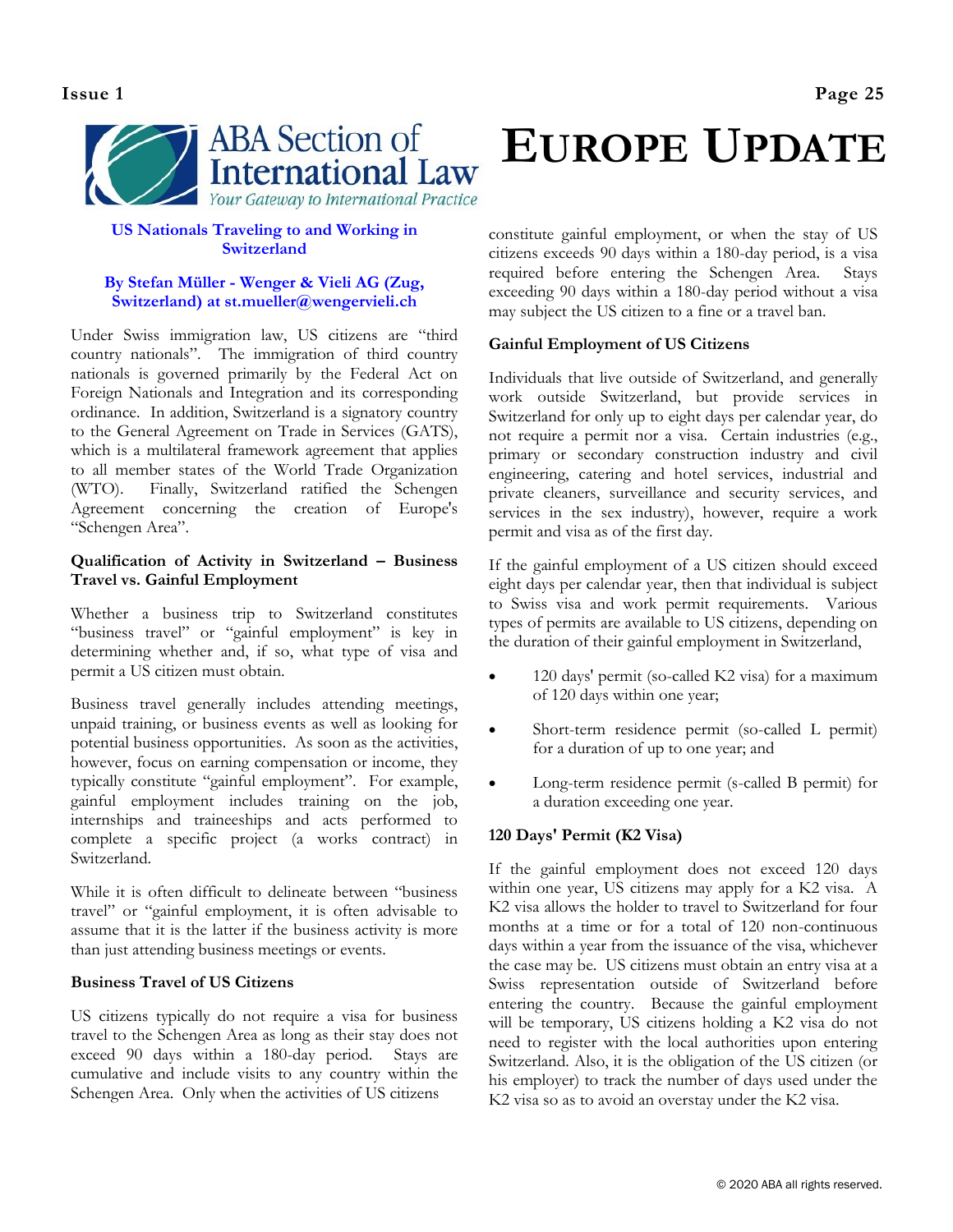## US Nationals Traveling to and Working in Switzerland

**By Stefan Müller - Wenger & Vieli AG (Zug, Switzerland) at st.mueller@wengervieli.ch**

Under Swiss immigration law, US citizens are "third country nationals". The immigration of third country nationals is governed primarily by the Federal Act on Foreign Nationals and Integration and its corresponding ordinance. In addition, Switzerland is a signatory country to the General Agreement on Trade in Services (GATS), which is a multilateral framework agreement that applies to all member states of the World Trade Organization (WTO). Finally, Switzerland ratified the Schengen Agreement concerning the creation of Europe's "Schengen Area".

### Qualification of Activity in Switzerland – Business Travel vs. Gainful Employment

Whether a business trip to Switzerland constitutes "business travel" or "gainful employment" is key in determining whether and, if so, what type of visa and permit a US citizen must obtain.

Business travel generally includes attending meetings, unpaid training, or business events as well as looking for potential business opportunities. As soon as the activities, however, focus on earning compensation or income, they typically constitute "gainful employment". For example, gainful employment includes training on the job, internships and traineeships and acts performed to complete a specific project (a works contract) in Switzerland.

While it is often difficult to delineate between "business travel" or "gainful employment, it is often advisable to assume that it is the latter if the business activity is more than just attending business meetings or events.

### Business Travel of US Citizens

US citizens typically do not require a visa for business travel to the Schengen Area as long as their stay does not exceed 90 days within a 180-day period. Stays are cumulative and include visits to any country within the Schengen Area. Only when the activities of US citizens constitute gainful employment, or when the stay of US citizens exceeds 90 days within a 180-day period, is a visa required before entering the Schengen Area. Stays exceeding 90 days within a 180-day period without a visa may subject the US citizen to a fine or a travel ban.

### Gainful Employment of US Citizens

Individuals that live outside of Switzerland, and generally work outside Switzerland, but provide services in Switzerland for only up to eight days per calendar year, do not require a permit nor a visa. Certain industries (e.g., primary or secondary construction industry and civil engineering, catering and hotel services, industrial and private cleaners, surveillance and security services, and services in the sex industry), however, require a work permit and visa as of the first day.

If the gainful employment of a US citizen should exceed eight days per calendar year, then that individual is subject to Swiss visa and work permit requirements. Various types of permits are available to US citizens, depending on the duration of their gainful employment in Switzerland,

- 120 days' permit (so-called K2 visa) for a maximum of 120 days within one year;
- Short-term residence permit (so-called L permit) for a duration of up to one year; and
- Long-term residence permit (s-called B permit) for a duration exceeding one year.

### 120 Days' Permit (K2 Visa)

If the gainful employment does not exceed 120 days within one year, US citizens may apply for a K2 visa. A K2 visa allows the holder to travel to Switzerland for four months at a time or for a total of 120 non-continuous days within a year from the issuance of the visa, whichever the case may be. US citizens must obtain an entry visa at a Swiss representation outside of Switzerland before entering the country. Because the gainful employment will be temporary, US citizens holding a K2 visa do not need to register with the local authorities upon entering Switzerland. Also, it is the obligation of the US citizen (or his employer) to track the number of days used under the K2 visa so as to avoid an overstay under the K2 visa.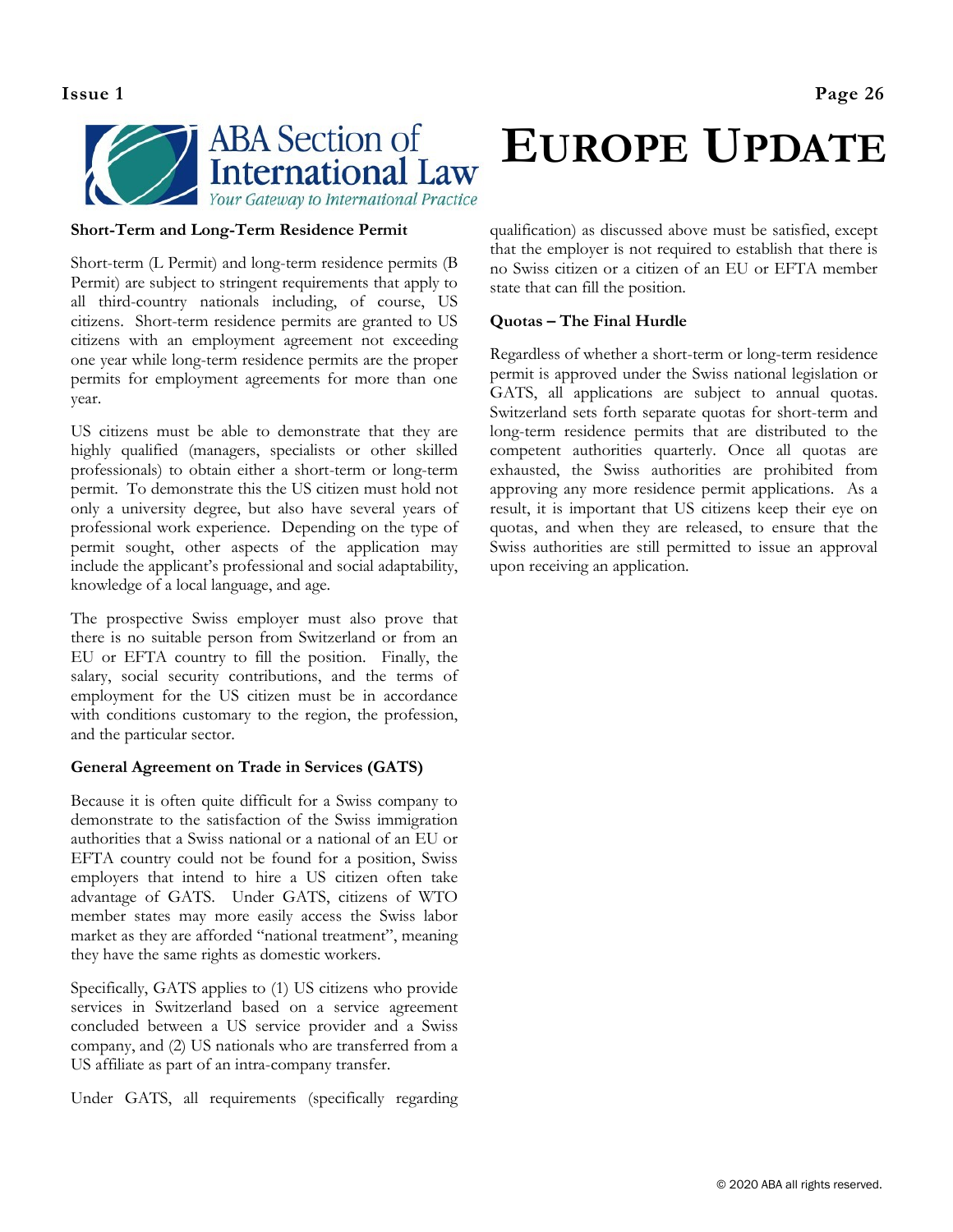### Short-Term and Long-Term Residence Permit

Short-term (L Permit) and long-term residence permits (B Permit) are subject to stringent requirements that apply to all third-country nationals including, of course, US citizens. Short-term residence permits are granted to US citizens with an employment agreement not exceeding one year while long-term residence permits are the proper permits for employment agreements for more than one year.

US citizens must be able to demonstrate that they are highly qualified (managers, specialists or other skilled professionals) to obtain either a short-term or long-term permit. To demonstrate this the US citizen must hold not only a university degree, but also have several years of professional work experience. Depending on the type of permit sought, other aspects of the application may include the applicant's professional and social adaptability, knowledge of a local language, and age.

The prospective Swiss employer must also prove that there is no suitable person from Switzerland or from an EU or EFTA country to fill the position. Finally, the salary, social security contributions, and the terms of employment for the US citizen must be in accordance with conditions customary to the region, the profession, and the particular sector.

### General Agreement on Trade in Services (GATS)

Because it is often quite difficult for a Swiss company to demonstrate to the satisfaction of the Swiss immigration authorities that a Swiss national or a national of an EU or EFTA country could not be found for a position, Swiss employers that intend to hire a US citizen often take advantage of GATS. Under GATS, citizens of WTO member states may more easily access the Swiss labor market as they are afforded "national treatment", meaning they have the same rights as domestic workers.

Specifically, GATS applies to (1) US citizens who provide services in Switzerland based on a service agreement concluded between a US service provider and a Swiss company, and (2) US nationals who are transferred from a US affiliate as part of an intra-company transfer.

Under GATS, all requirements (specifically regarding qualification) as discussed above must be satisfied, except that the employer is not required to establish that there is no Swiss citizen or a citizen of an EU or EFTA member state that can fill the position.

### Quotas – The Final Hurdle

Regardless of whether a short-term or long-term residence permit is approved under the Swiss national legislation or GATS, all applications are subject to annual quotas. Switzerland sets forth separate quotas for short-term and long-term residence permits that are distributed to the competent authorities quarterly. Once all quotas are exhausted, the Swiss authorities are prohibited from approving any more residence permit applications. As a result, it is important that US citizens keep their eye on quotas, and when they are released, to ensure that the Swiss authorities are still permitted to issue an approval upon receiving an application.